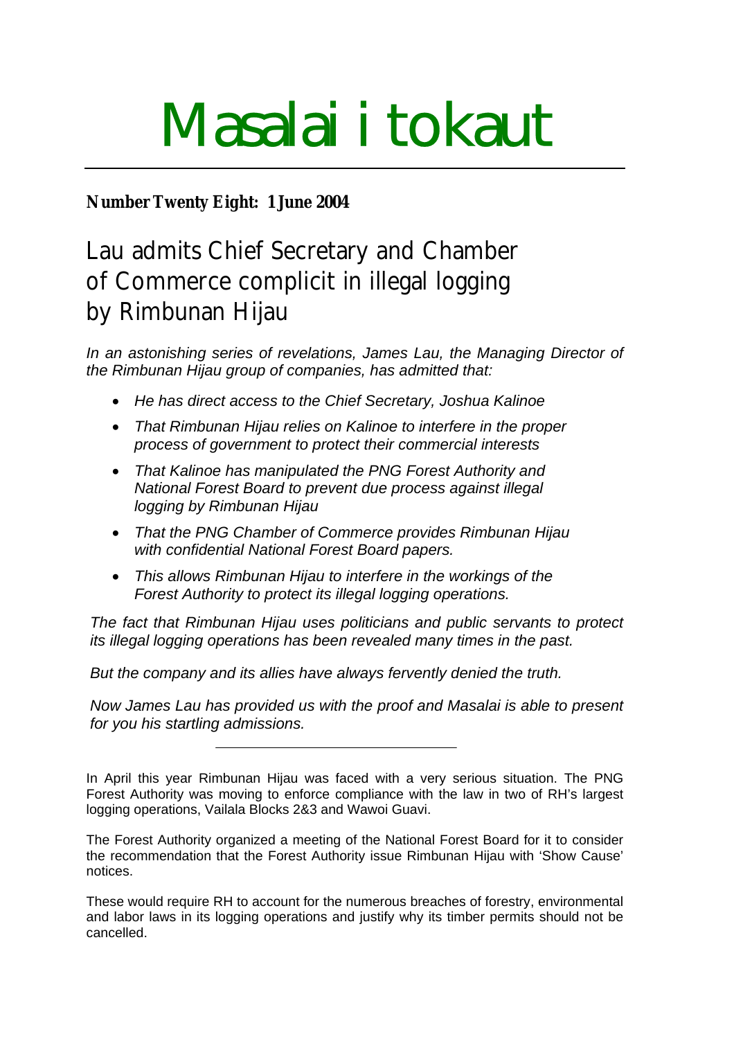# Masalai i tokaut

**Number Twenty Eight: 1 June 2004**

## Lau admits Chief Secretary and Chamber of Commerce complicit in illegal logging by Rimbunan Hijau

*In an astonishing series of revelations, James Lau, the Managing Director of the Rimbunan Hijau group of companies, has admitted that:*

- *He has direct access to the Chief Secretary, Joshua Kalinoe*
- *That Rimbunan Hijau relies on Kalinoe to interfere in the proper process of government to protect their commercial interests*
- *That Kalinoe has manipulated the PNG Forest Authority and National Forest Board to prevent due process against illegal logging by Rimbunan Hijau*
- *That the PNG Chamber of Commerce provides Rimbunan Hijau with confidential National Forest Board papers.*
- *This allows Rimbunan Hijau to interfere in the workings of the Forest Authority to protect its illegal logging operations.*

*The fact that Rimbunan Hijau uses politicians and public servants to protect its illegal logging operations has been revealed many times in the past.*

*But the company and its allies have always fervently denied the truth.*

*Now James Lau has provided us with the proof and Masalai is able to present for you his startling admissions.*

---

In April this year Rimbunan Hijau was faced with a very serious situation. The PNG Forest Authority was moving to enforce compliance with the law in two of RH's largest logging operations, Vailala Blocks 2&3 and Wawoi Guavi.

The Forest Authority organized a meeting of the National Forest Board for it to consider the recommendation that the Forest Authority issue Rimbunan Hijau with 'Show Cause' notices.

These would require RH to account for the numerous breaches of forestry, environmental and labor laws in its logging operations and justify why its timber permits should not be cancelled.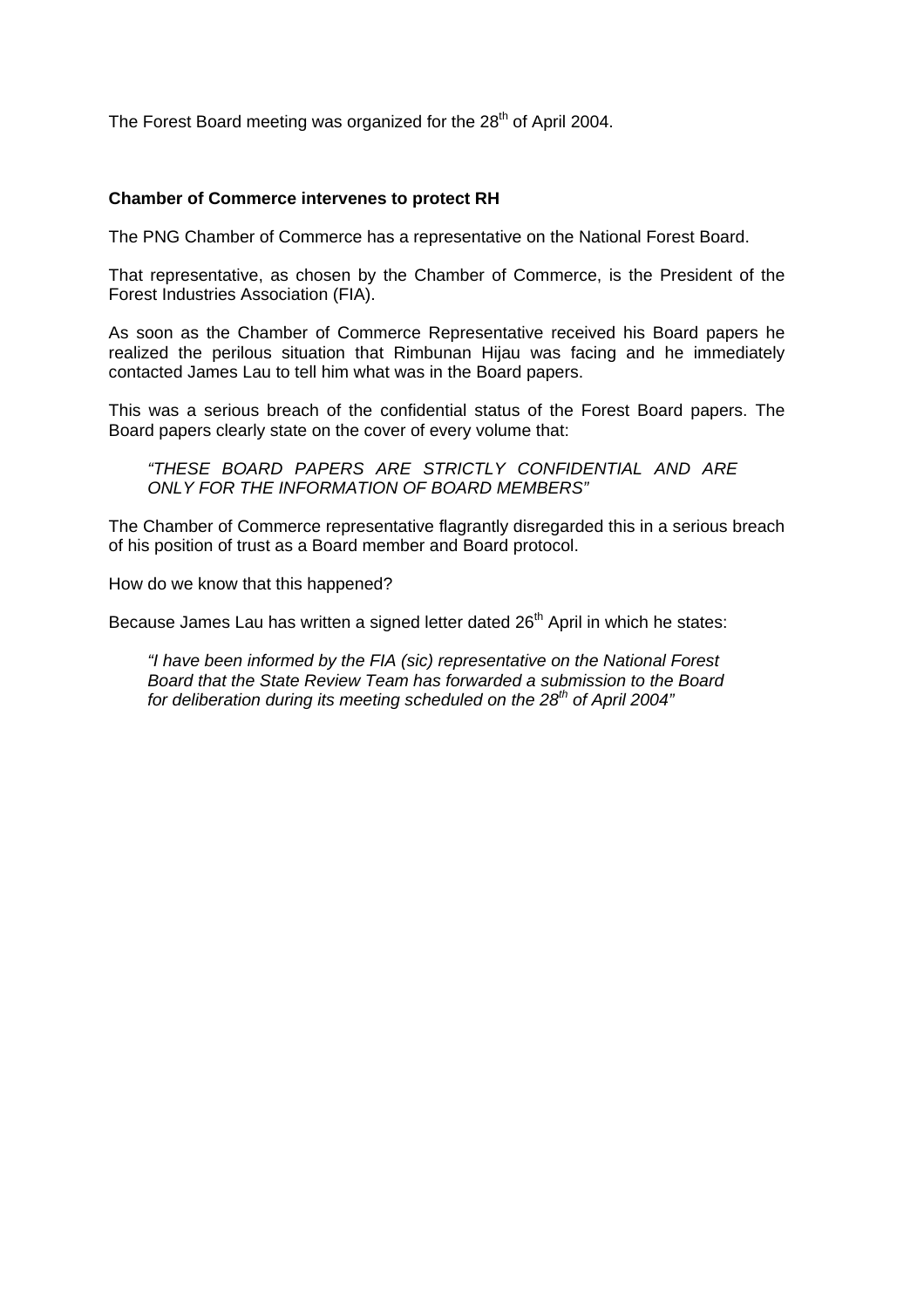The Forest Board meeting was organized for the 28th of April 2004.

**Chamber of Commerce intervenes to protect RH**

The PNG Chamber of Commerce has a representative on the National Forest Board.

That representative, as chosen by the Chamber of Commerce, is the President of the Forest Industries Association (FIA).

As soon as the Chamber of Commerce Representative received his Board papers he realized the perilous situation that Rimbunan Hijau was facing and he immediately contacted James Lau to tell him what was in the Board papers.

This was a serious breach of the confidential status of the Forest Board papers. The Board papers clearly state on the cover of every volume that:

> *"THESE BOARD PAPERS ARE STRICTLY CONFIDENTIAL AND ARE ONLY FOR THE INFORMATION OF BOARD MEMBERS"*

The Chamber of Commerce representative flagrantly disregarded this in a serious breach of his position of trust as a Board member and Board protocol.

How do we know that this happened?

Because James Lau has written a signed letter dated 26th April in which he states:

> *"I have been informed by the FIA (sic) representative on the National Forest Board that the State Review Team has forwarded a submission to the Board for deliberation during its meeting scheduled on the 28th of April 2004"*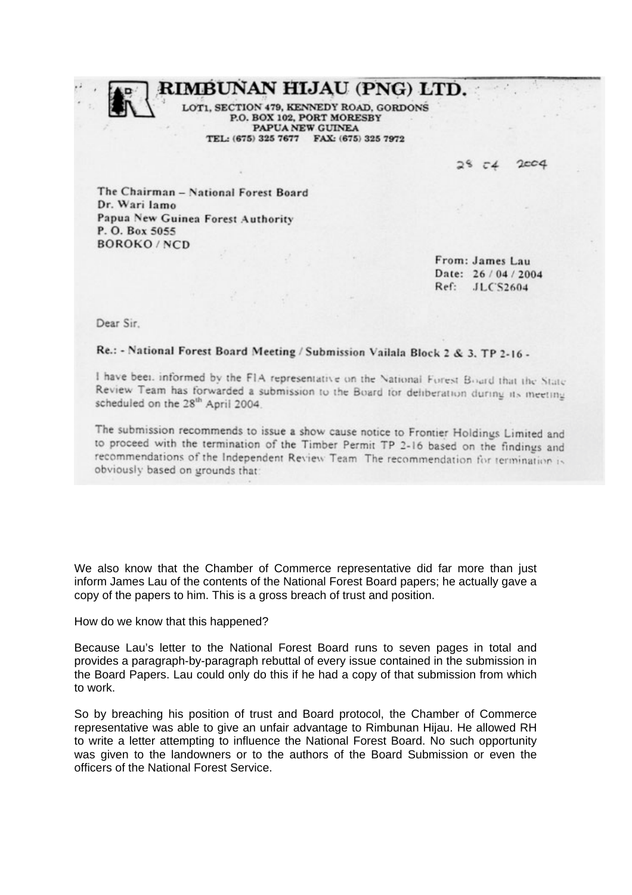**RIMBUNAN HIJAU (PNG) LTD.**

LOT1, SECTION 479, KENNEDY ROAD, GORDONS
P.O. BOX 102, PORT MORESBY
PAPUA NEW GUINEA
TEL: (675) 325 7677 FAX: (675) 325 7972

28 04 2004

The Chairman – National Forest Board
Dr. Wari Iamo
Papua New Guinea Forest Authority
P. O. Box 5055
BOROKO / NCD

From: James Lau
Date: 26 / 04 / 2004
Ref: JLCS2604

Dear Sir,

**Re.: - National Forest Board Meeting / Submission Vailala Block 2 & 3. TP 2-16 -**

I have been informed by the FIA representative on the National Forest Board that the State Review Team has forwarded a submission to the Board for deliberation during its meeting scheduled on the 28th April 2004.

The submission recommends to issue a show cause notice to Frontier Holdings Limited and to proceed with the termination of the Timber Permit TP 2-16 based on the findings and recommendations of the Independent Review Team. The recommendation for termination is obviously based on grounds that:

We also know that the Chamber of Commerce representative did far more than just inform James Lau of the contents of the National Forest Board papers; he actually gave a copy of the papers to him. This is a gross breach of trust and position.

How do we know that this happened?

Because Lau's letter to the National Forest Board runs to seven pages in total and provides a paragraph-by-paragraph rebuttal of every issue contained in the submission in the Board Papers. Lau could only do this if he had a copy of that submission from which to work.

So by breaching his position of trust and Board protocol, the Chamber of Commerce representative was able to give an unfair advantage to Rimbunan Hijau. He allowed RH to write a letter attempting to influence the National Forest Board. No such opportunity was given to the landowners or to the authors of the Board Submission or even the officers of the National Forest Service.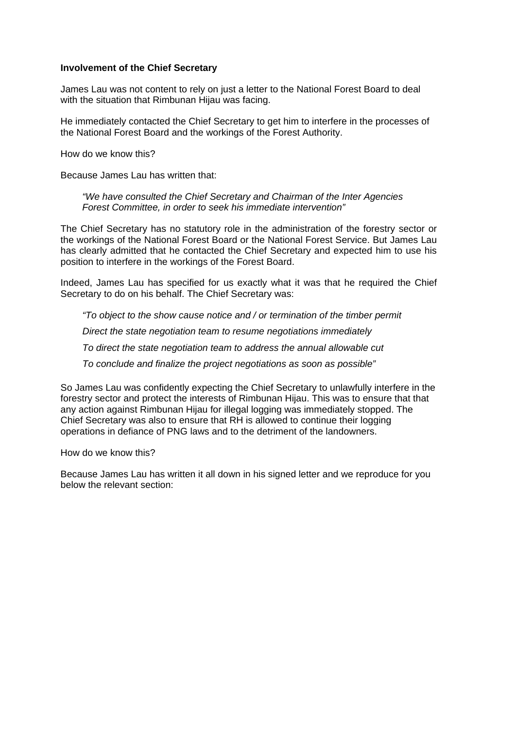**Involvement of the Chief Secretary**

James Lau was not content to rely on just a letter to the National Forest Board to deal with the situation that Rimbunan Hijau was facing.

He immediately contacted the Chief Secretary to get him to interfere in the processes of the National Forest Board and the workings of the Forest Authority.

How do we know this?

Because James Lau has written that:

> *"We have consulted the Chief Secretary and Chairman of the Inter Agencies Forest Committee, in order to seek his immediate intervention"*

The Chief Secretary has no statutory role in the administration of the forestry sector or the workings of the National Forest Board or the National Forest Service. But James Lau has clearly admitted that he contacted the Chief Secretary and expected him to use his position to interfere in the workings of the Forest Board.

Indeed, James Lau has specified for us exactly what it was that he required the Chief Secretary to do on his behalf. The Chief Secretary was:

> *"To object to the show cause notice and / or termination of the timber permit*
>
> *Direct the state negotiation team to resume negotiations immediately*
>
> *To direct the state negotiation team to address the annual allowable cut*
>
> *To conclude and finalize the project negotiations as soon as possible"*

So James Lau was confidently expecting the Chief Secretary to unlawfully interfere in the forestry sector and protect the interests of Rimbunan Hijau. This was to ensure that that any action against Rimbunan Hijau for illegal logging was immediately stopped. The Chief Secretary was also to ensure that RH is allowed to continue their logging operations in defiance of PNG laws and to the detriment of the landowners.

How do we know this?

Because James Lau has written it all down in his signed letter and we reproduce for you below the relevant section: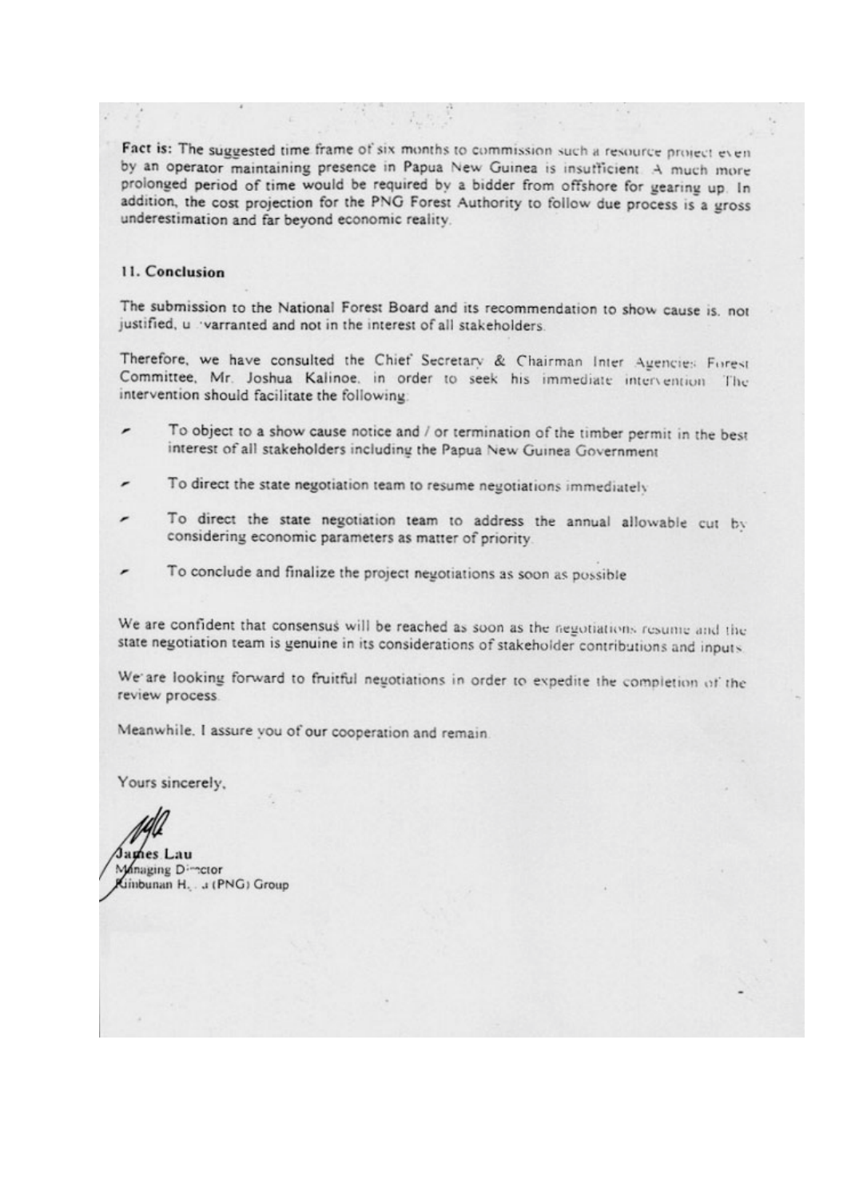**Fact is:** The suggested time frame of six months to commission such a resource project even by an operator maintaining presence in Papua New Guinea is insufficient. A much more prolonged period of time would be required by a bidder from offshore for gearing up. In addition, the cost projection for the PNG Forest Authority to follow due process is a gross underestimation and far beyond economic reality.

## 11. Conclusion

The submission to the National Forest Board and its recommendation to show cause is. not justified, unwarranted and not in the interest of all stakeholders.

Therefore, we have consulted the Chief Secretary & Chairman Inter Agencies Forest Committee, Mr. Joshua Kalinoe, in order to seek his immediate intervention. The intervention should facilitate the following:

- To object to a show cause notice and / or termination of the timber permit in the best interest of all stakeholders including the Papua New Guinea Government
- To direct the state negotiation team to resume negotiations immediately
- To direct the state negotiation team to address the annual allowable cut by considering economic parameters as matter of priority
- To conclude and finalize the project negotiations as soon as possible

We are confident that consensus will be reached as soon as the negotiations resume and the state negotiation team is genuine in its considerations of stakeholder contributions and inputs.

We are looking forward to fruitful negotiations in order to expedite the completion of the review process.

Meanwhile, I assure you of our cooperation and remain.

Yours sincerely,

James Lau
Managing Director
Rimbunan Hijau (PNG) Group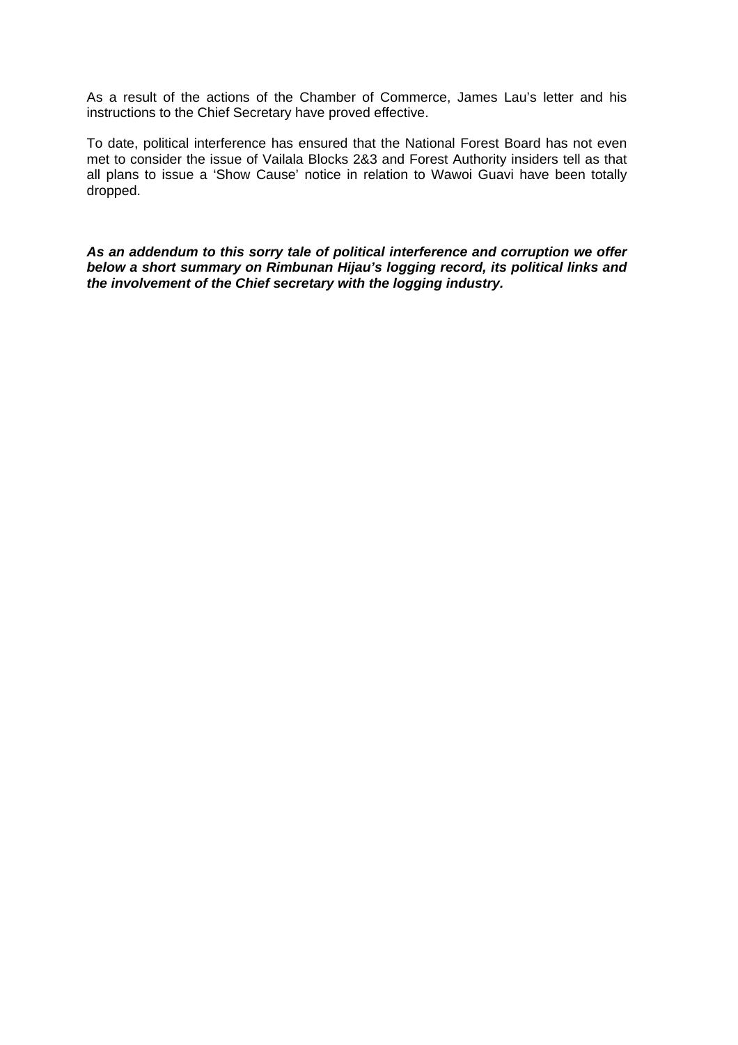As a result of the actions of the Chamber of Commerce, James Lau's letter and his instructions to the Chief Secretary have proved effective.

To date, political interference has ensured that the National Forest Board has not even met to consider the issue of Vailala Blocks 2&3 and Forest Authority insiders tell as that all plans to issue a 'Show Cause' notice in relation to Wawoi Guavi have been totally dropped.

***As an addendum to this sorry tale of political interference and corruption we offer below a short summary on Rimbunan Hijau's logging record, its political links and the involvement of the Chief secretary with the logging industry.***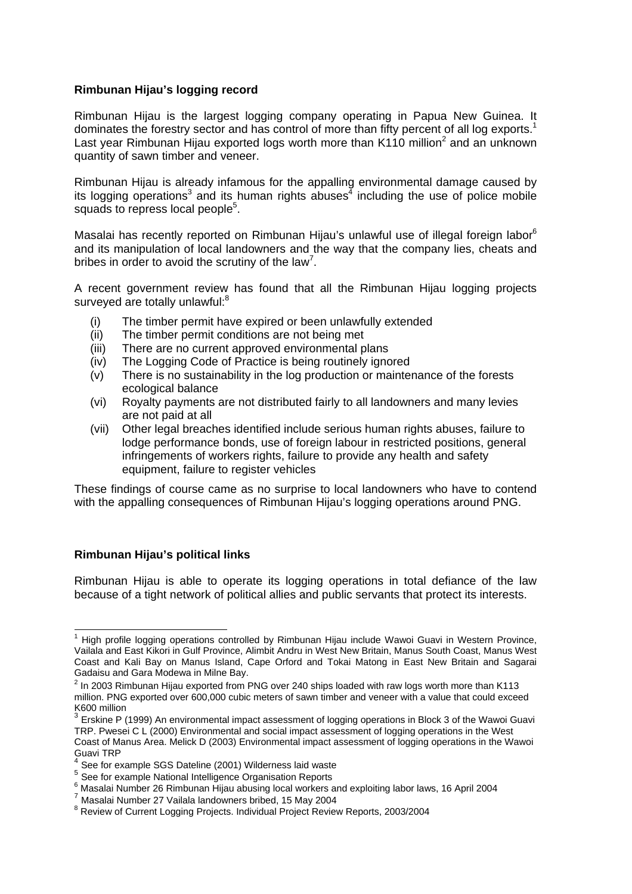**Rimbunan Hijau's logging record**

Rimbunan Hijau is the largest logging company operating in Papua New Guinea. It dominates the forestry sector and has control of more than fifty percent of all log exports.[1] Last year Rimbunan Hijau exported logs worth more than K110 million[2] and an unknown quantity of sawn timber and veneer.

Rimbunan Hijau is already infamous for the appalling environmental damage caused by its logging operations[3] and its human rights abuses[4] including the use of police mobile squads to repress local people[5].

Masalai has recently reported on Rimbunan Hijau's unlawful use of illegal foreign labor[6] and its manipulation of local landowners and the way that the company lies, cheats and bribes in order to avoid the scrutiny of the law[7].

A recent government review has found that all the Rimbunan Hijau logging projects surveyed are totally unlawful:[8]

(i) The timber permit have expired or been unlawfully extended
(ii) The timber permit conditions are not being met
(iii) There are no current approved environmental plans
(iv) The Logging Code of Practice is being routinely ignored
(v) There is no sustainability in the log production or maintenance of the forests ecological balance
(vi) Royalty payments are not distributed fairly to all landowners and many levies are not paid at all
(vii) Other legal breaches identified include serious human rights abuses, failure to lodge performance bonds, use of foreign labour in restricted positions, general infringements of workers rights, failure to provide any health and safety equipment, failure to register vehicles

These findings of course came as no surprise to local landowners who have to contend with the appalling consequences of Rimbunan Hijau's logging operations around PNG.

**Rimbunan Hijau's political links**

Rimbunan Hijau is able to operate its logging operations in total defiance of the law because of a tight network of political allies and public servants that protect its interests.

---

[1] High profile logging operations controlled by Rimbunan Hijau include Wawoi Guavi in Western Province, Vailala and East Kikori in Gulf Province, Alimbit Andru in West New Britain, Manus South Coast, Manus West Coast and Kali Bay on Manus Island, Cape Orford and Tokai Matong in East New Britain and Sagarai Gadaisu and Gara Modewa in Milne Bay.

[2] In 2003 Rimbunan Hijau exported from PNG over 240 ships loaded with raw logs worth more than K113 million. PNG exported over 600,000 cubic meters of sawn timber and veneer with a value that could exceed K600 million

[3] Erskine P (1999) An environmental impact assessment of logging operations in Block 3 of the Wawoi Guavi TRP. Pwesei C L (2000) Environmental and social impact assessment of logging operations in the West Coast of Manus Area. Melick D (2003) Environmental impact assessment of logging operations in the Wawoi Guavi TRP

[4] See for example SGS Dateline (2001) Wilderness laid waste

[5] See for example National Intelligence Organisation Reports

[6] Masalai Number 26 Rimbunan Hijau abusing local workers and exploiting labor laws, 16 April 2004

[7] Masalai Number 27 Vailala landowners bribed, 15 May 2004

[8] Review of Current Logging Projects. Individual Project Review Reports, 2003/2004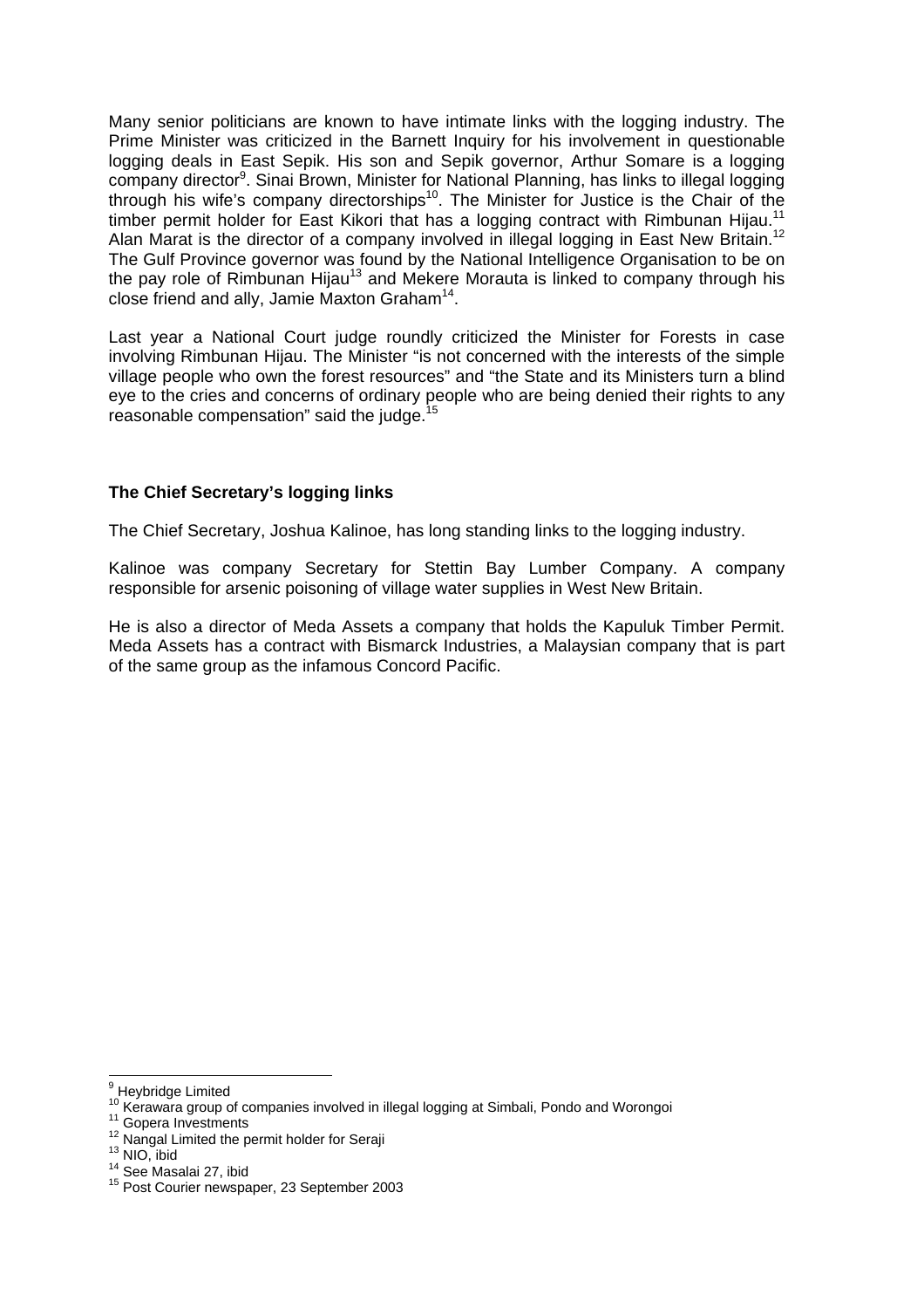Many senior politicians are known to have intimate links with the logging industry. The Prime Minister was criticized in the Barnett Inquiry for his involvement in questionable logging deals in East Sepik. His son and Sepik governor, Arthur Somare is a logging company director[9]. Sinai Brown, Minister for National Planning, has links to illegal logging through his wife's company directorships[10]. The Minister for Justice is the Chair of the timber permit holder for East Kikori that has a logging contract with Rimbunan Hijau.[11] Alan Marat is the director of a company involved in illegal logging in East New Britain.[12] The Gulf Province governor was found by the National Intelligence Organisation to be on the pay role of Rimbunan Hijau[13] and Mekere Morauta is linked to company through his close friend and ally, Jamie Maxton Graham[14].

Last year a National Court judge roundly criticized the Minister for Forests in case involving Rimbunan Hijau. The Minister "is not concerned with the interests of the simple village people who own the forest resources" and "the State and its Ministers turn a blind eye to the cries and concerns of ordinary people who are being denied their rights to any reasonable compensation" said the judge.[15]

**The Chief Secretary's logging links**

The Chief Secretary, Joshua Kalinoe, has long standing links to the logging industry.

Kalinoe was company Secretary for Stettin Bay Lumber Company. A company responsible for arsenic poisoning of village water supplies in West New Britain.

He is also a director of Meda Assets a company that holds the Kapuluk Timber Permit. Meda Assets has a contract with Bismarck Industries, a Malaysian company that is part of the same group as the infamous Concord Pacific.

---

[9] Heybridge Limited
[10] Kerawara group of companies involved in illegal logging at Simbali, Pondo and Worongoi
[11] Gopera Investments
[12] Nangal Limited the permit holder for Seraji
[13] NIO, ibid
[14] See Masalai 27, ibid
[15] Post Courier newspaper, 23 September 2003